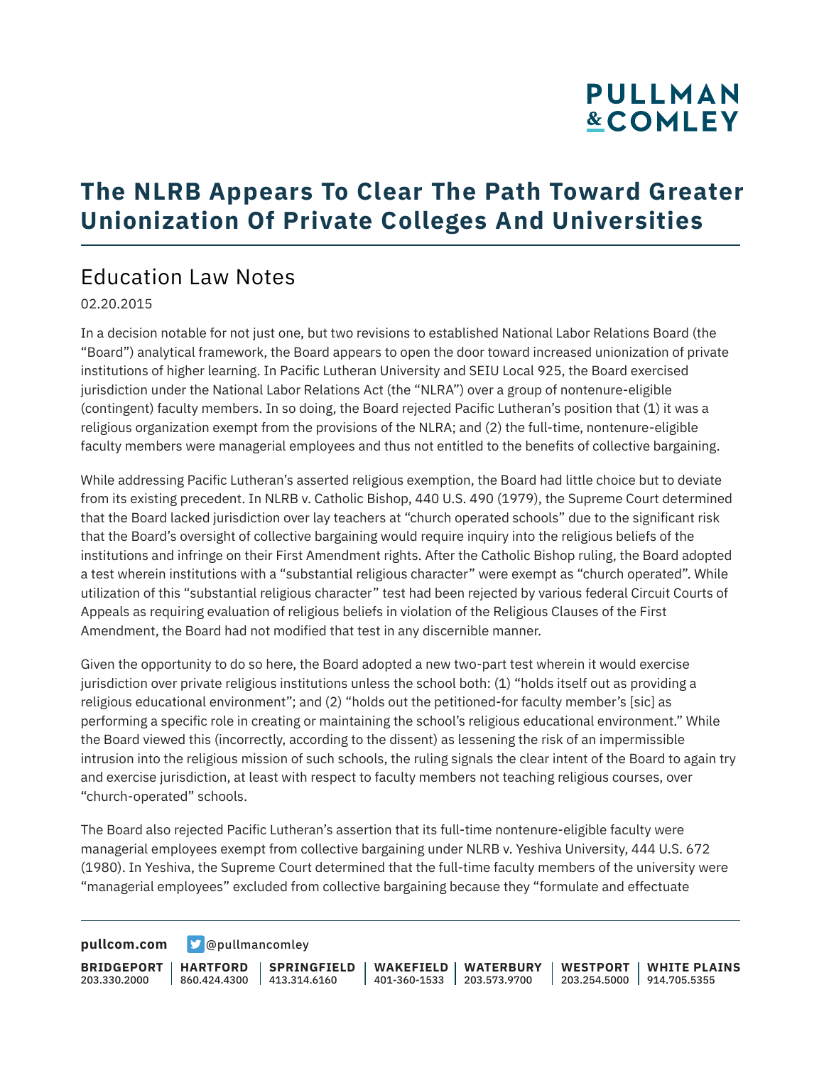# The NLRB Appears To Clear The Path Toward Greater Unionization Of Private Colleges And Universities

## Education Law Notes

02.20.2015

In a decision notable for not just one, but two revisions to established National Labor Relations Board (the "Board") analytical framework, the Board appears to open the door toward increased unionization of private institutions of higher learning. In Pacific Lutheran University and SEIU Local 925, the Board exercised jurisdiction under the National Labor Relations Act (the "NLRA") over a group of nontenure-eligible (contingent) faculty members. In so doing, the Board rejected Pacific Lutheran's position that (1) it was a religious organization exempt from the provisions of the NLRA; and (2) the full-time, nontenure-eligible faculty members were managerial employees and thus not entitled to the benefits of collective bargaining.

While addressing Pacific Lutheran's asserted religious exemption, the Board had little choice but to deviate from its existing precedent. In NLRB v. Catholic Bishop, 440 U.S. 490 (1979), the Supreme Court determined that the Board lacked jurisdiction over lay teachers at "church operated schools" due to the significant risk that the Board's oversight of collective bargaining would require inquiry into the religious beliefs of the institutions and infringe on their First Amendment rights. After the Catholic Bishop ruling, the Board adopted a test wherein institutions with a "substantial religious character" were exempt as "church operated". While utilization of this "substantial religious character" test had been rejected by various federal Circuit Courts of Appeals as requiring evaluation of religious beliefs in violation of the Religious Clauses of the First Amendment, the Board had not modified that test in any discernible manner.

Given the opportunity to do so here, the Board adopted a new two-part test wherein it would exercise jurisdiction over private religious institutions unless the school both: (1) "holds itself out as providing a religious educational environment"; and (2) "holds out the petitioned-for faculty member's [sic] as performing a specific role in creating or maintaining the school's religious educational environment." While the Board viewed this (incorrectly, according to the dissent) as lessening the risk of an impermissible intrusion into the religious mission of such schools, the ruling signals the clear intent of the Board to again try and exercise jurisdiction, at least with respect to faculty members not teaching religious courses, over "church-operated" schools.

The Board also rejected Pacific Lutheran's assertion that its full-time nontenure-eligible faculty were managerial employees exempt from collective bargaining under NLRB v. Yeshiva University, 444 U.S. 672 (1980). In Yeshiva, the Supreme Court determined that the full-time faculty members of the university were "managerial employees" excluded from collective bargaining because they "formulate and effectuate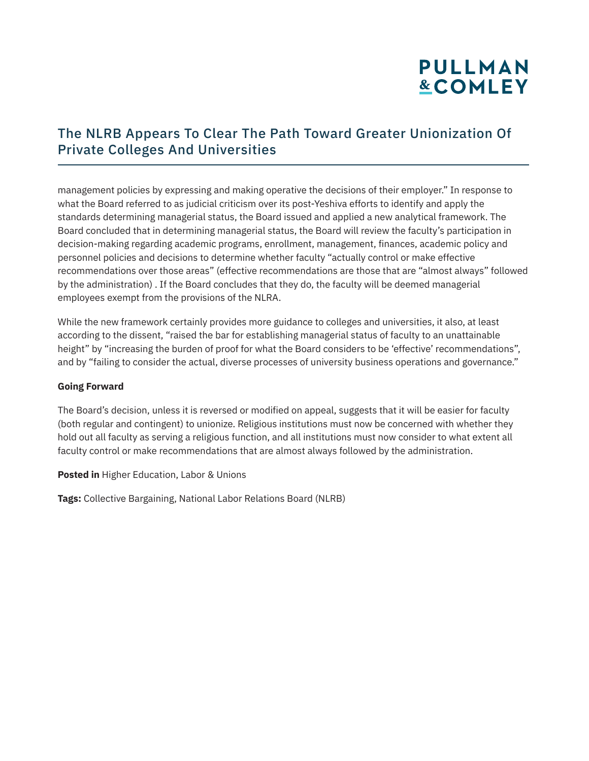management policies by expressing and making operative the decisions of their employer." In response to what the Board referred to as judicial criticism over its post-Yeshiva efforts to identify and apply the standards determining managerial status, the Board issued and applied a new analytical framework. The Board concluded that in determining managerial status, the Board will review the faculty's participation in decision-making regarding academic programs, enrollment, management, finances, academic policy and personnel policies and decisions to determine whether faculty "actually control or make effective recommendations over those areas" (effective recommendations are those that are "almost always" followed by the administration) . If the Board concludes that they do, the faculty will be deemed managerial employees exempt from the provisions of the NLRA.

While the new framework certainly provides more guidance to colleges and universities, it also, at least according to the dissent, "raised the bar for establishing managerial status of faculty to an unattainable height" by "increasing the burden of proof for what the Board considers to be 'effective' recommendations", and by "failing to consider the actual, diverse processes of university business operations and governance."

**Going Forward**

The Board's decision, unless it is reversed or modified on appeal, suggests that it will be easier for faculty (both regular and contingent) to unionize. Religious institutions must now be concerned with whether they hold out all faculty as serving a religious function, and all institutions must now consider to what extent all faculty control or make recommendations that are almost always followed by the administration.

**Posted in** Higher Education, Labor & Unions

**Tags:** Collective Bargaining, National Labor Relations Board (NLRB)